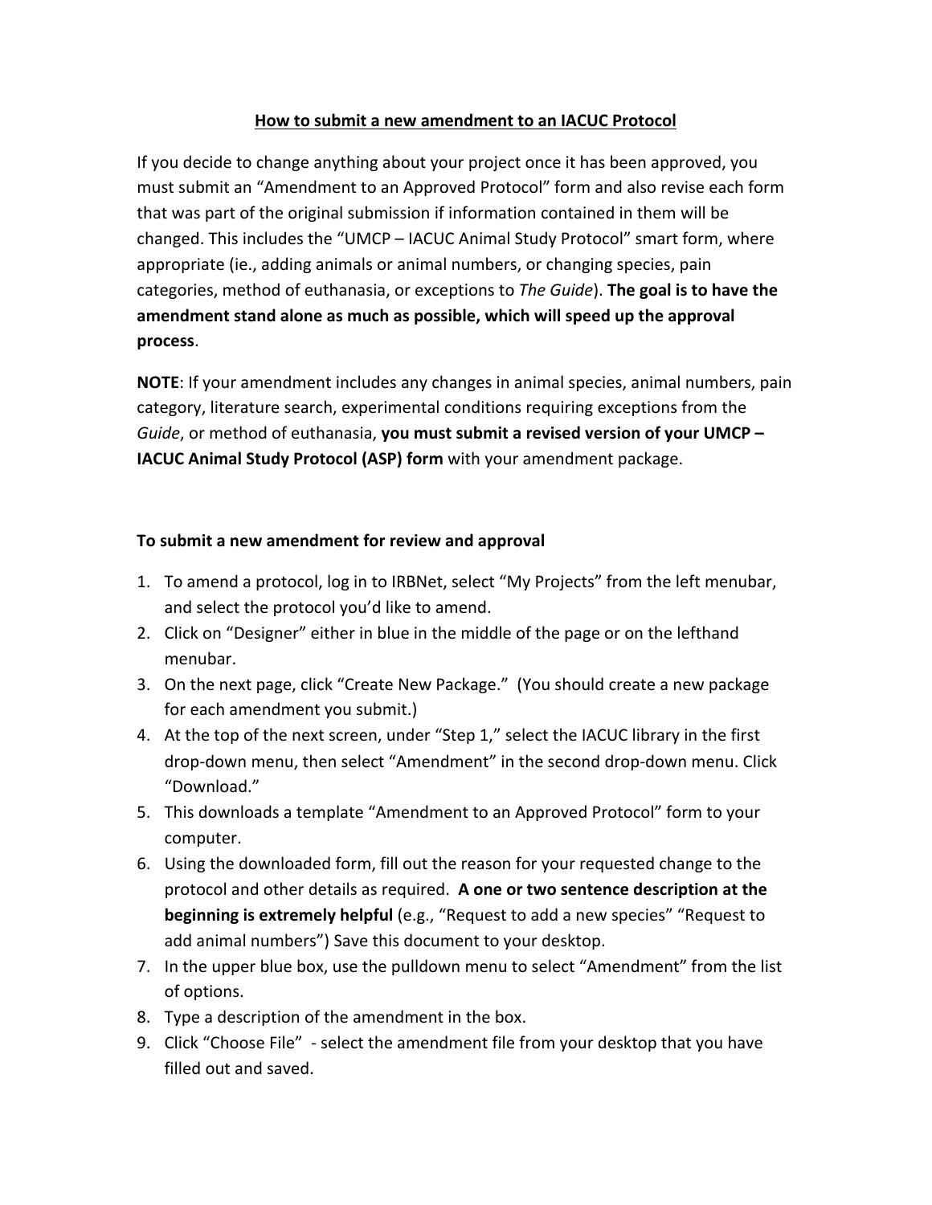# How to submit a new amendment to an IACUC Protocol

If you decide to change anything about your project once it has been approved, you must submit an "Amendment to an Approved Protocol" form and also revise each form that was part of the original submission if information contained in them will be changed. This includes the "UMCP – IACUC Animal Study Protocol" smart form, where appropriate (ie., adding animals or animal numbers, or changing species, pain categories, method of euthanasia, or exceptions to *The Guide*). **The goal is to have the amendment stand alone as much as possible, which will speed up the approval process**.

**NOTE**: If your amendment includes any changes in animal species, animal numbers, pain category, literature search, experimental conditions requiring exceptions from the *Guide*, or method of euthanasia, **you must submit a revised version of your UMCP – IACUC Animal Study Protocol (ASP) form** with your amendment package.

### To submit a new amendment for review and approval

1. To amend a protocol, log in to IRBNet, select "My Projects" from the left menubar, and select the protocol you'd like to amend.
2. Click on "Designer" either in blue in the middle of the page or on the lefthand menubar.
3. On the next page, click "Create New Package." (You should create a new package for each amendment you submit.)
4. At the top of the next screen, under "Step 1," select the IACUC library in the first drop-down menu, then select "Amendment" in the second drop-down menu. Click "Download."
5. This downloads a template "Amendment to an Approved Protocol" form to your computer.
6. Using the downloaded form, fill out the reason for your requested change to the protocol and other details as required. **A one or two sentence description at the beginning is extremely helpful** (e.g., "Request to add a new species" "Request to add animal numbers") Save this document to your desktop.
7. In the upper blue box, use the pulldown menu to select "Amendment" from the list of options.
8. Type a description of the amendment in the box.
9. Click "Choose File" - select the amendment file from your desktop that you have filled out and saved.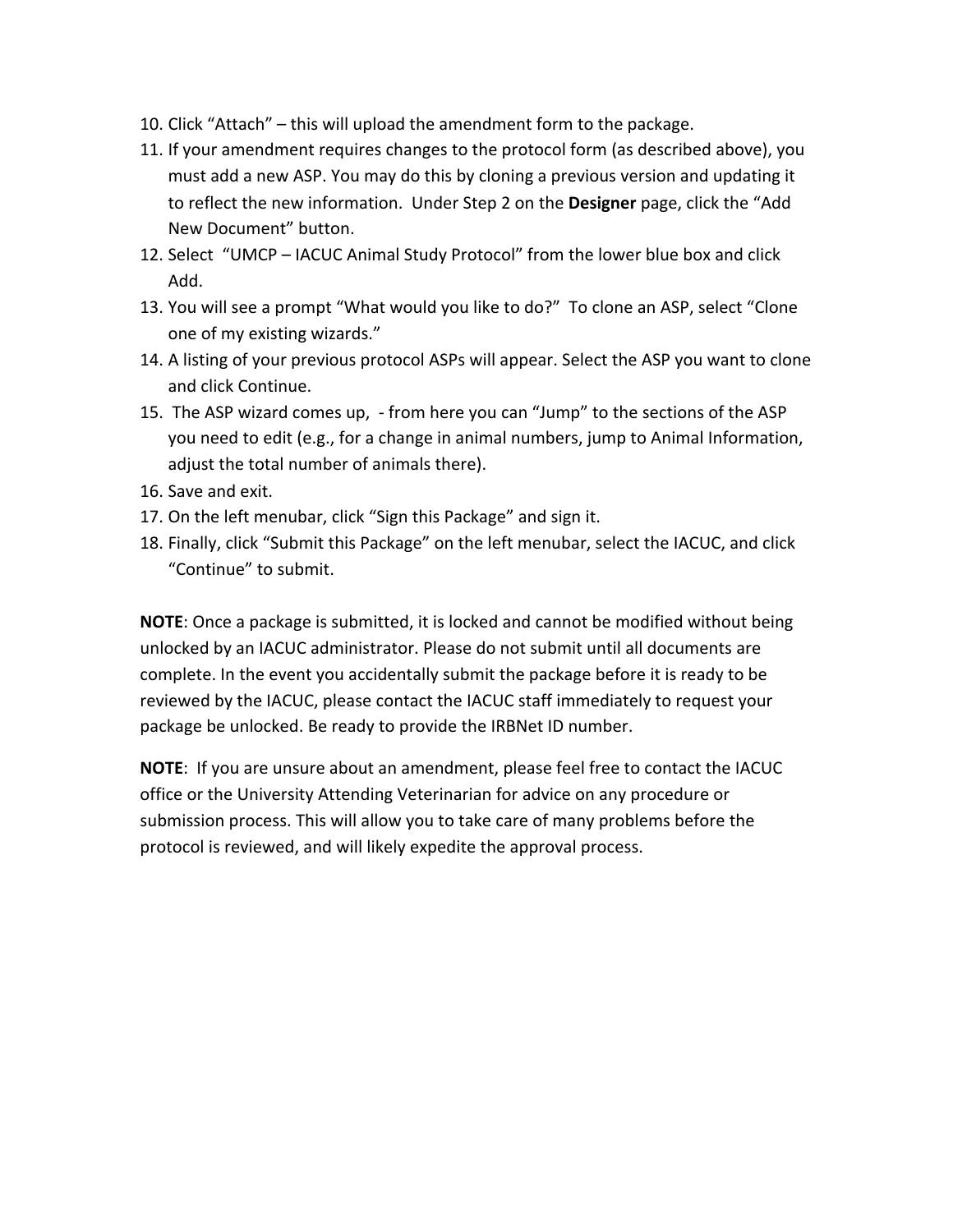10. Click “Attach” – this will upload the amendment form to the package.
11. If your amendment requires changes to the protocol form (as described above), you must add a new ASP. You may do this by cloning a previous version and updating it to reflect the new information. Under Step 2 on the **Designer** page, click the “Add New Document” button.
12. Select “UMCP – IACUC Animal Study Protocol” from the lower blue box and click Add.
13. You will see a prompt “What would you like to do?” To clone an ASP, select “Clone one of my existing wizards.”
14. A listing of your previous protocol ASPs will appear. Select the ASP you want to clone and click Continue.
15. The ASP wizard comes up, - from here you can “Jump” to the sections of the ASP you need to edit (e.g., for a change in animal numbers, jump to Animal Information, adjust the total number of animals there).
16. Save and exit.
17. On the left menubar, click “Sign this Package” and sign it.
18. Finally, click “Submit this Package” on the left menubar, select the IACUC, and click “Continue” to submit.

**NOTE**: Once a package is submitted, it is locked and cannot be modified without being unlocked by an IACUC administrator. Please do not submit until all documents are complete. In the event you accidentally submit the package before it is ready to be reviewed by the IACUC, please contact the IACUC staff immediately to request your package be unlocked. Be ready to provide the IRBNet ID number.

**NOTE**: If you are unsure about an amendment, please feel free to contact the IACUC office or the University Attending Veterinarian for advice on any procedure or submission process. This will allow you to take care of many problems before the protocol is reviewed, and will likely expedite the approval process.